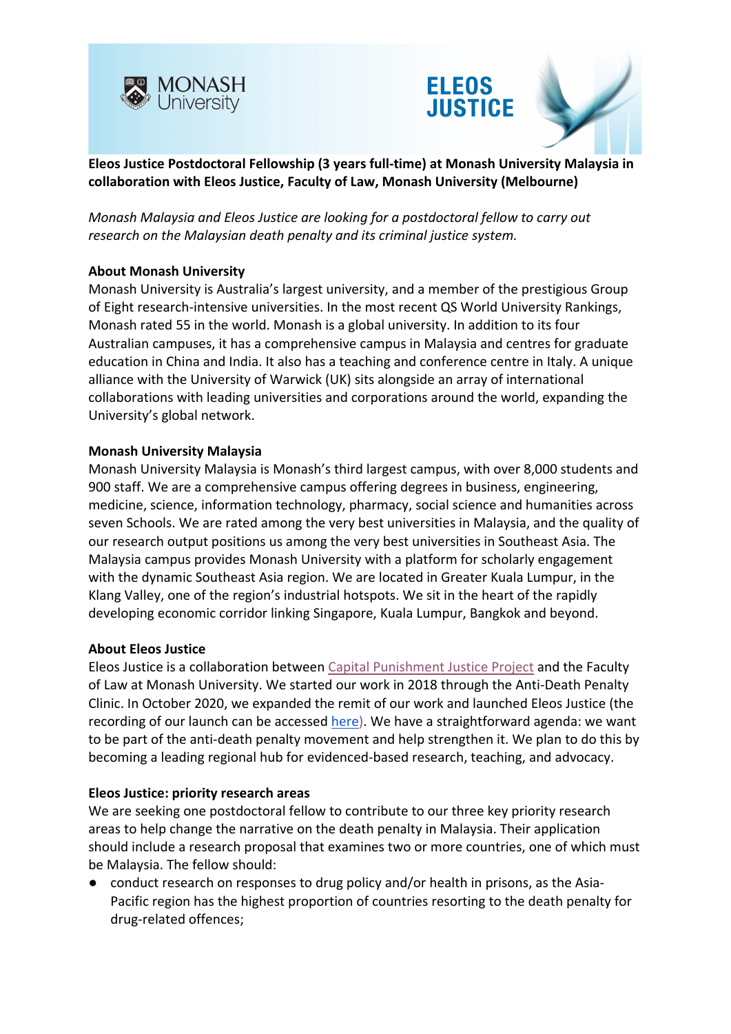**Eleos Justice Postdoctoral Fellowship (3 years full-time) at Monash University Malaysia in collaboration with Eleos Justice, Faculty of Law, Monash University (Melbourne)**

*Monash Malaysia and Eleos Justice are looking for a postdoctoral fellow to carry out research on the Malaysian death penalty and its criminal justice system.*

**About Monash University**

Monash University is Australia's largest university, and a member of the prestigious Group of Eight research-intensive universities. In the most recent QS World University Rankings, Monash rated 55 in the world. Monash is a global university. In addition to its four Australian campuses, it has a comprehensive campus in Malaysia and centres for graduate education in China and India. It also has a teaching and conference centre in Italy. A unique alliance with the University of Warwick (UK) sits alongside an array of international collaborations with leading universities and corporations around the world, expanding the University's global network.

**Monash University Malaysia**

Monash University Malaysia is Monash's third largest campus, with over 8,000 students and 900 staff. We are a comprehensive campus offering degrees in business, engineering, medicine, science, information technology, pharmacy, social science and humanities across seven Schools. We are rated among the very best universities in Malaysia, and the quality of our research output positions us among the very best universities in Southeast Asia. The Malaysia campus provides Monash University with a platform for scholarly engagement with the dynamic Southeast Asia region. We are located in Greater Kuala Lumpur, in the Klang Valley, one of the region's industrial hotspots. We sit in the heart of the rapidly developing economic corridor linking Singapore, Kuala Lumpur, Bangkok and beyond.

**About Eleos Justice**

Eleos Justice is a collaboration between Capital Punishment Justice Project and the Faculty of Law at Monash University. We started our work in 2018 through the Anti-Death Penalty Clinic. In October 2020, we expanded the remit of our work and launched Eleos Justice (the recording of our launch can be accessed here). We have a straightforward agenda: we want to be part of the anti-death penalty movement and help strengthen it. We plan to do this by becoming a leading regional hub for evidenced-based research, teaching, and advocacy.

**Eleos Justice: priority research areas**

We are seeking one postdoctoral fellow to contribute to our three key priority research areas to help change the narrative on the death penalty in Malaysia. Their application should include a research proposal that examines two or more countries, one of which must be Malaysia. The fellow should:

- conduct research on responses to drug policy and/or health in prisons, as the Asia-Pacific region has the highest proportion of countries resorting to the death penalty for drug-related offences;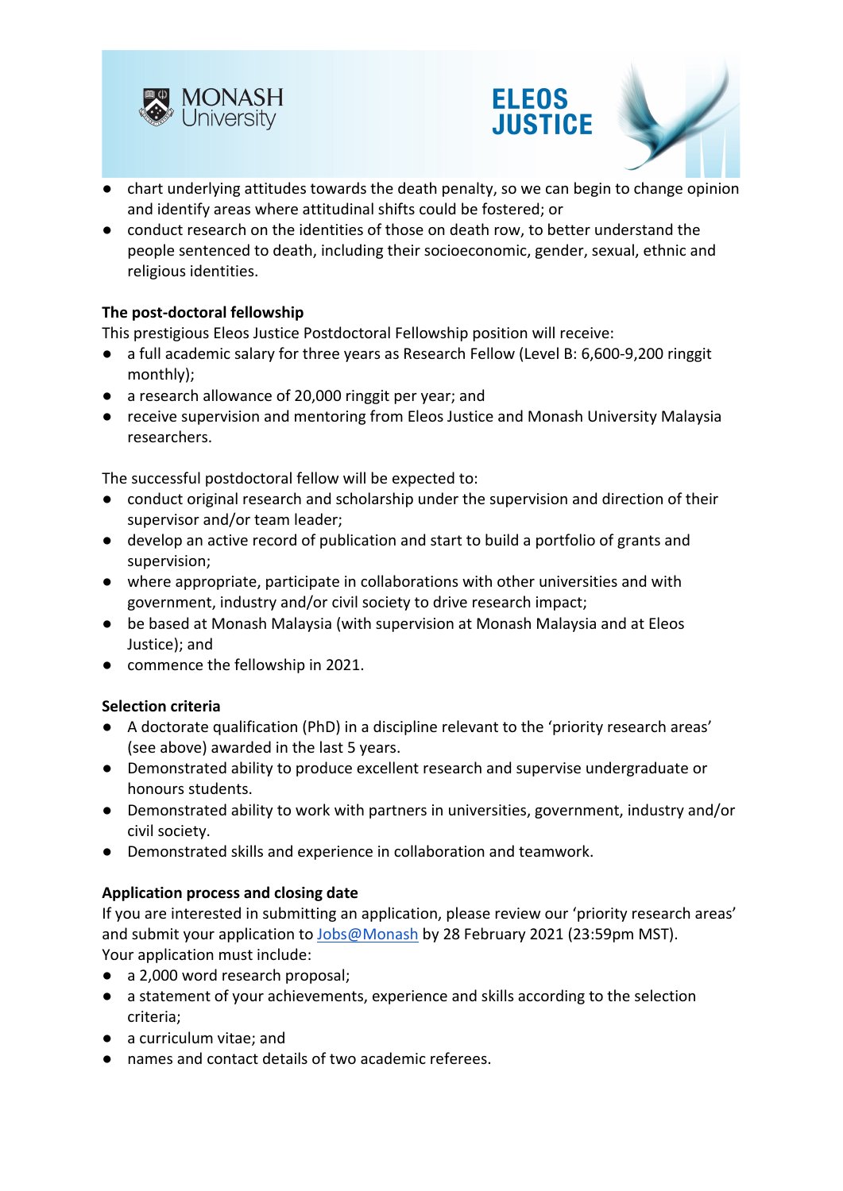- chart underlying attitudes towards the death penalty, so we can begin to change opinion and identify areas where attitudinal shifts could be fostered; or
- conduct research on the identities of those on death row, to better understand the people sentenced to death, including their socioeconomic, gender, sexual, ethnic and religious identities.

**The post-doctoral fellowship**

This prestigious Eleos Justice Postdoctoral Fellowship position will receive:

- a full academic salary for three years as Research Fellow (Level B: 6,600-9,200 ringgit monthly);
- a research allowance of 20,000 ringgit per year; and
- receive supervision and mentoring from Eleos Justice and Monash University Malaysia researchers.

The successful postdoctoral fellow will be expected to:

- conduct original research and scholarship under the supervision and direction of their supervisor and/or team leader;
- develop an active record of publication and start to build a portfolio of grants and supervision;
- where appropriate, participate in collaborations with other universities and with government, industry and/or civil society to drive research impact;
- be based at Monash Malaysia (with supervision at Monash Malaysia and at Eleos Justice); and
- commence the fellowship in 2021.

**Selection criteria**

- A doctorate qualification (PhD) in a discipline relevant to the 'priority research areas' (see above) awarded in the last 5 years.
- Demonstrated ability to produce excellent research and supervise undergraduate or honours students.
- Demonstrated ability to work with partners in universities, government, industry and/or civil society.
- Demonstrated skills and experience in collaboration and teamwork.

**Application process and closing date**

If you are interested in submitting an application, please review our 'priority research areas' and submit your application to Jobs@Monash by 28 February 2021 (23:59pm MST).
Your application must include:

- a 2,000 word research proposal;
- a statement of your achievements, experience and skills according to the selection criteria;
- a curriculum vitae; and
- names and contact details of two academic referees.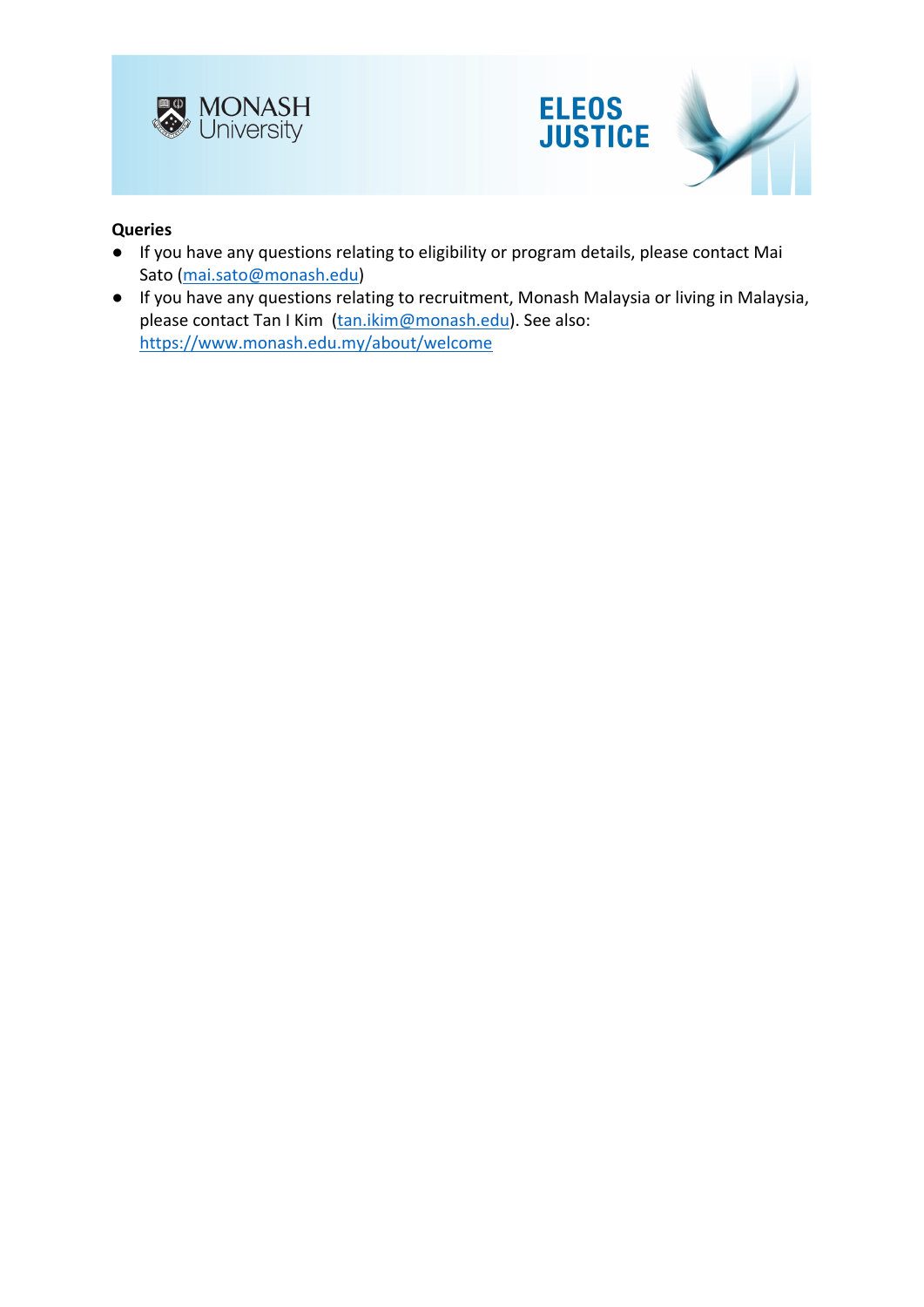**Queries**

- If you have any questions relating to eligibility or program details, please contact Mai Sato (mai.sato@monash.edu)
- If you have any questions relating to recruitment, Monash Malaysia or living in Malaysia, please contact Tan I Kim (tan.ikim@monash.edu). See also: https://www.monash.edu.my/about/welcome